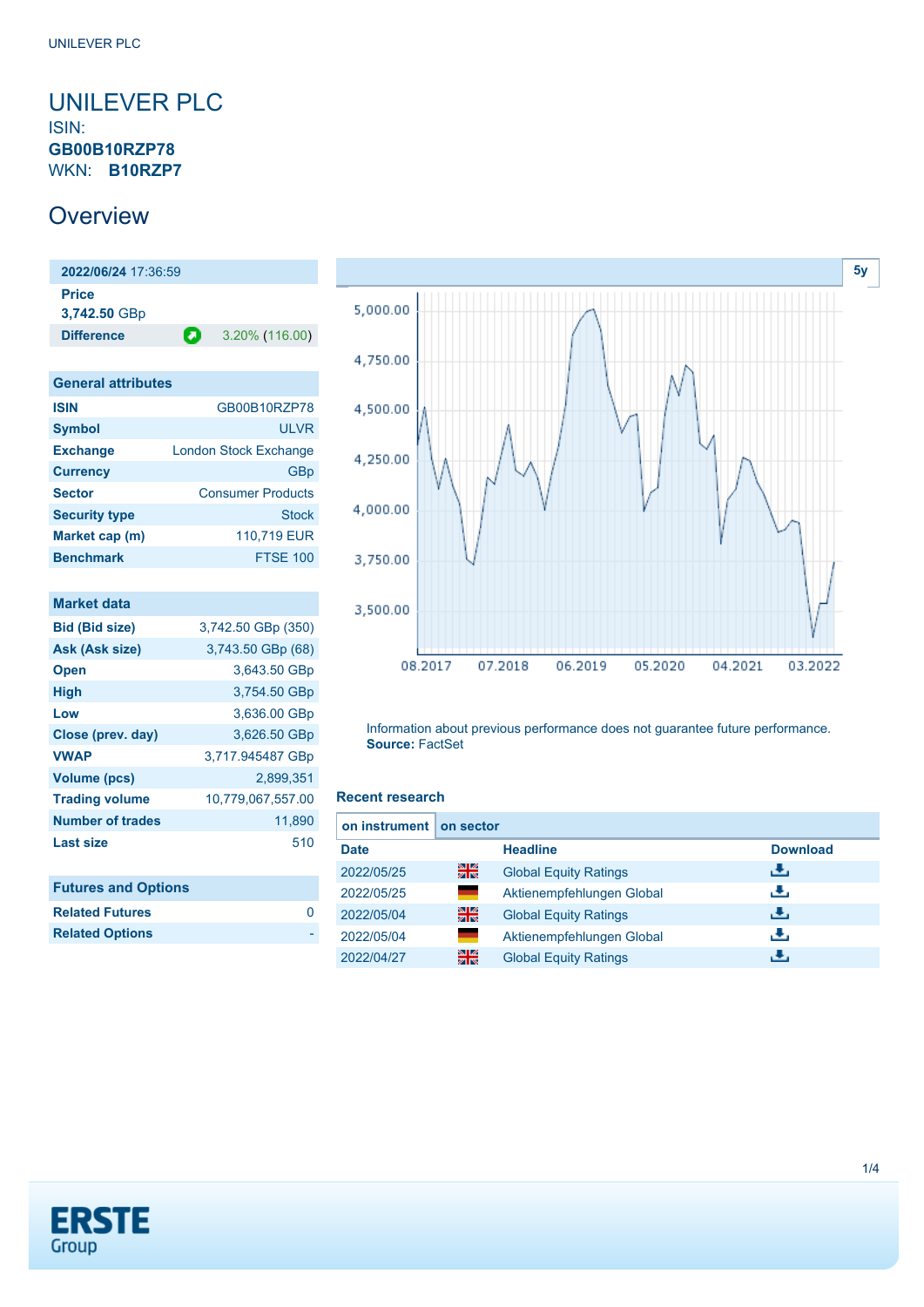# UNILEVER PLC

ISIN: **GB00B10RZP78**
WKN: **B10RZP7**

## Overview

| **2022/06/24** 17:36:59 | |
|---|---|
| **Price** | |
| **3,742.50** GBp | |
| **Difference** | 3.20% (116.00) |

| General attributes | |
|---|---|
| **ISIN** | GB00B10RZP78 |
| **Symbol** | ULVR |
| **Exchange** | London Stock Exchange |
| **Currency** | GBp |
| **Sector** | Consumer Products |
| **Security type** | Stock |
| **Market cap (m)** | 110,719 EUR |
| **Benchmark** | FTSE 100 |

| Market data | |
|---|---|
| **Bid (Bid size)** | 3,742.50 GBp (350) |
| **Ask (Ask size)** | 3,743.50 GBp (68) |
| **Open** | 3,643.50 GBp |
| **High** | 3,754.50 GBp |
| **Low** | 3,636.00 GBp |
| **Close (prev. day)** | 3,626.50 GBp |
| **VWAP** | 3,717.945487 GBp |
| **Volume (pcs)** | 2,899,351 |
| **Trading volume** | 10,779,067,557.00 |
| **Number of trades** | 11,890 |
| **Last size** | 510 |

| Futures and Options | |
|---|---|
| **Related Futures** | 0 |
| **Related Options** | - |

5y

Information about previous performance does not guarantee future performance.
**Source:** FactSet

### Recent research

**on instrument** | **on sector**

| Date | | Headline | Download |
|---|---|---|---|
| 2022/05/25 | | Global Equity Ratings | |
| 2022/05/25 | | Aktienempfehlungen Global | |
| 2022/05/04 | | Global Equity Ratings | |
| 2022/05/04 | | Aktienempfehlungen Global | |
| 2022/04/27 | | Global Equity Ratings | |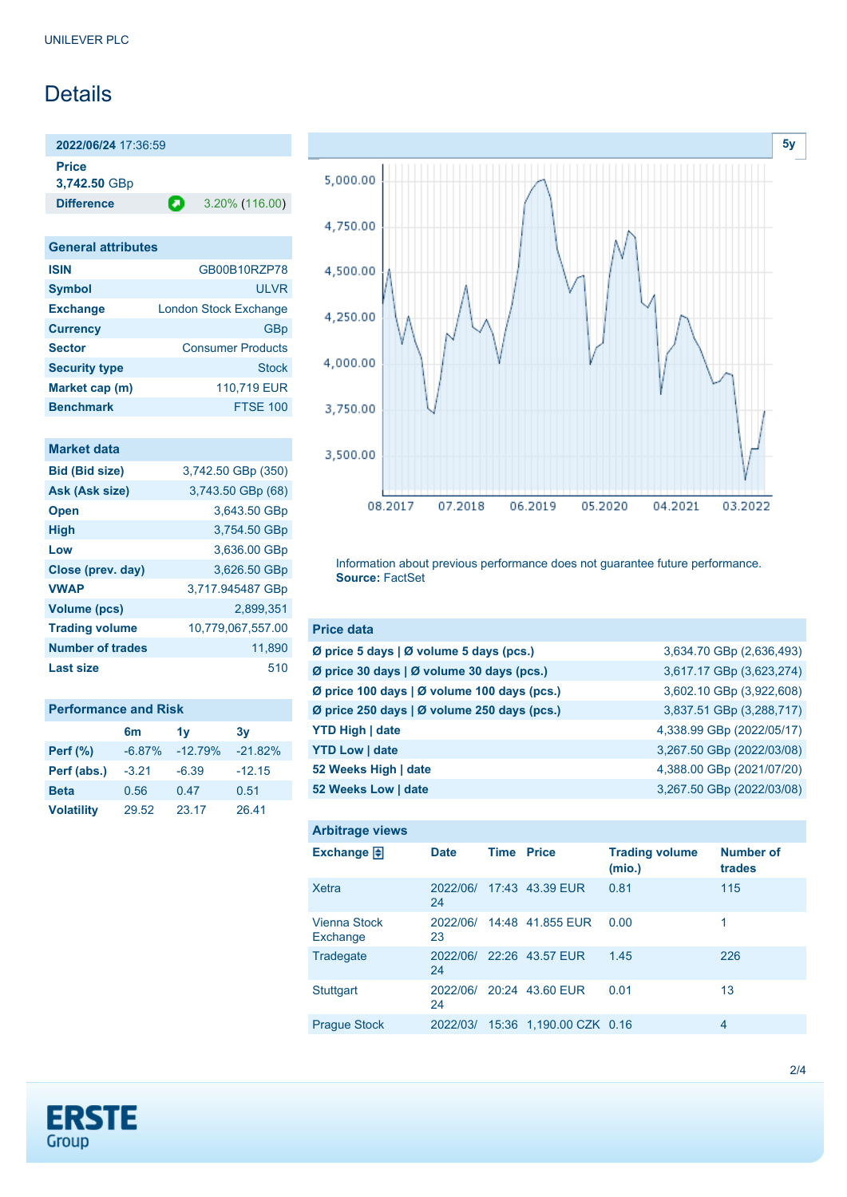UNILEVER PLC

# Details

**2022/06/24** 17:36:59

**Price**
**3,742.50** GBp

| **Difference** | 3.20% (116.00) |
|---|---|

## General attributes

| | |
|---|---|
| **ISIN** | GB00B10RZP78 |
| **Symbol** | ULVR |
| **Exchange** | London Stock Exchange |
| **Currency** | GBp |
| **Sector** | Consumer Products |
| **Security type** | Stock |
| **Market cap (m)** | 110,719 EUR |
| **Benchmark** | FTSE 100 |

## Market data

| | |
|---|---|
| **Bid (Bid size)** | 3,742.50 GBp (350) |
| **Ask (Ask size)** | 3,743.50 GBp (68) |
| **Open** | 3,643.50 GBp |
| **High** | 3,754.50 GBp |
| **Low** | 3,636.00 GBp |
| **Close (prev. day)** | 3,626.50 GBp |
| **VWAP** | 3,717.945487 GBp |
| **Volume (pcs)** | 2,899,351 |
| **Trading volume** | 10,779,067,557.00 |
| **Number of trades** | 11,890 |
| **Last size** | 510 |

## Performance and Risk

| | 6m | 1y | 3y |
|---|---|---|---|
| **Perf (%)** | -6.87% | -12.79% | -21.82% |
| **Perf (abs.)** | -3.21 | -6.39 | -12.15 |
| **Beta** | 0.56 | 0.47 | 0.51 |
| **Volatility** | 29.52 | 23.17 | 26.41 |

Information about previous performance does not guarantee future performance.
**Source:** FactSet

## Price data

| | |
|---|---|
| **Ø price 5 days \| Ø volume 5 days (pcs.)** | 3,634.70 GBp (2,636,493) |
| **Ø price 30 days \| Ø volume 30 days (pcs.)** | 3,617.17 GBp (3,623,274) |
| **Ø price 100 days \| Ø volume 100 days (pcs.)** | 3,602.10 GBp (3,922,608) |
| **Ø price 250 days \| Ø volume 250 days (pcs.)** | 3,837.51 GBp (3,288,717) |
| **YTD High \| date** | 4,338.99 GBp (2022/05/17) |
| **YTD Low \| date** | 3,267.50 GBp (2022/03/08) |
| **52 Weeks High \| date** | 4,388.00 GBp (2021/07/20) |
| **52 Weeks Low \| date** | 3,267.50 GBp (2022/03/08) |

## Arbitrage views

| Exchange | Date | Time | Price | Trading volume (mio.) | Number of trades |
|---|---|---|---|---|---|
| Xetra | 2022/06/24 | 17:43 | 43.39 EUR | 0.81 | 115 |
| Vienna Stock Exchange | 2022/06/23 | 14:48 | 41.855 EUR | 0.00 | 1 |
| Tradegate | 2022/06/24 | 22:26 | 43.57 EUR | 1.45 | 226 |
| Stuttgart | 2022/06/24 | 20:24 | 43.60 EUR | 0.01 | 13 |
| Prague Stock | 2022/03/ | 15:36 | 1,190.00 CZK | 0.16 | 4 |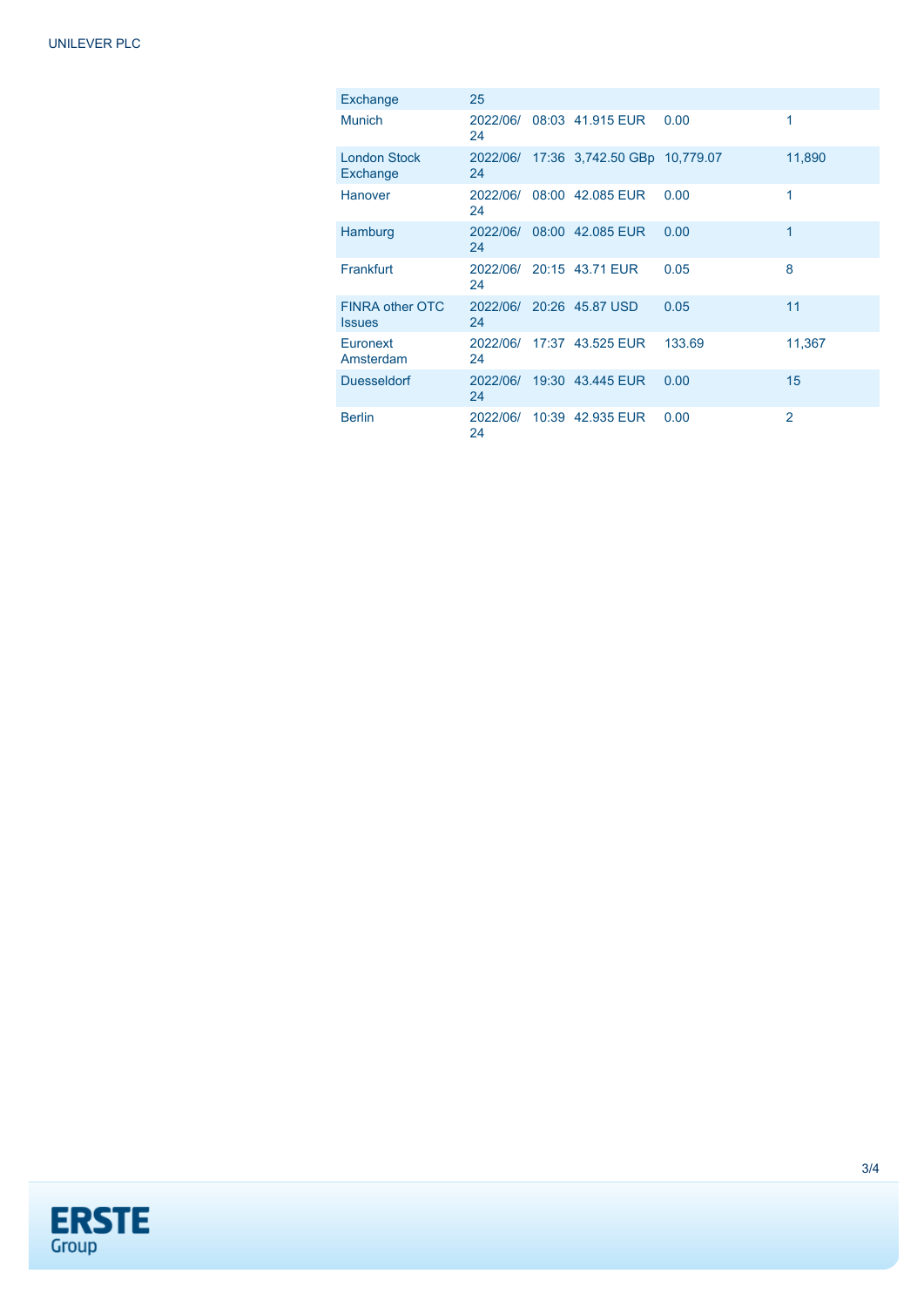| Exchange | 25 | | | | |
|---|---|---|---|---|---|
| Munich | 2022/06/24 | 08:03 | 41.915 EUR | 0.00 | 1 |
| London Stock Exchange | 2022/06/24 | 17:36 | 3,742.50 GBp | 10,779.07 | 11,890 |
| Hanover | 2022/06/24 | 08:00 | 42.085 EUR | 0.00 | 1 |
| Hamburg | 2022/06/24 | 08:00 | 42.085 EUR | 0.00 | 1 |
| Frankfurt | 2022/06/24 | 20:15 | 43.71 EUR | 0.05 | 8 |
| FINRA other OTC Issues | 2022/06/24 | 20:26 | 45.87 USD | 0.05 | 11 |
| Euronext Amsterdam | 2022/06/24 | 17:37 | 43.525 EUR | 133.69 | 11,367 |
| Duesseldorf | 2022/06/24 | 19:30 | 43.445 EUR | 0.00 | 15 |
| Berlin | 2022/06/24 | 10:39 | 42.935 EUR | 0.00 | 2 |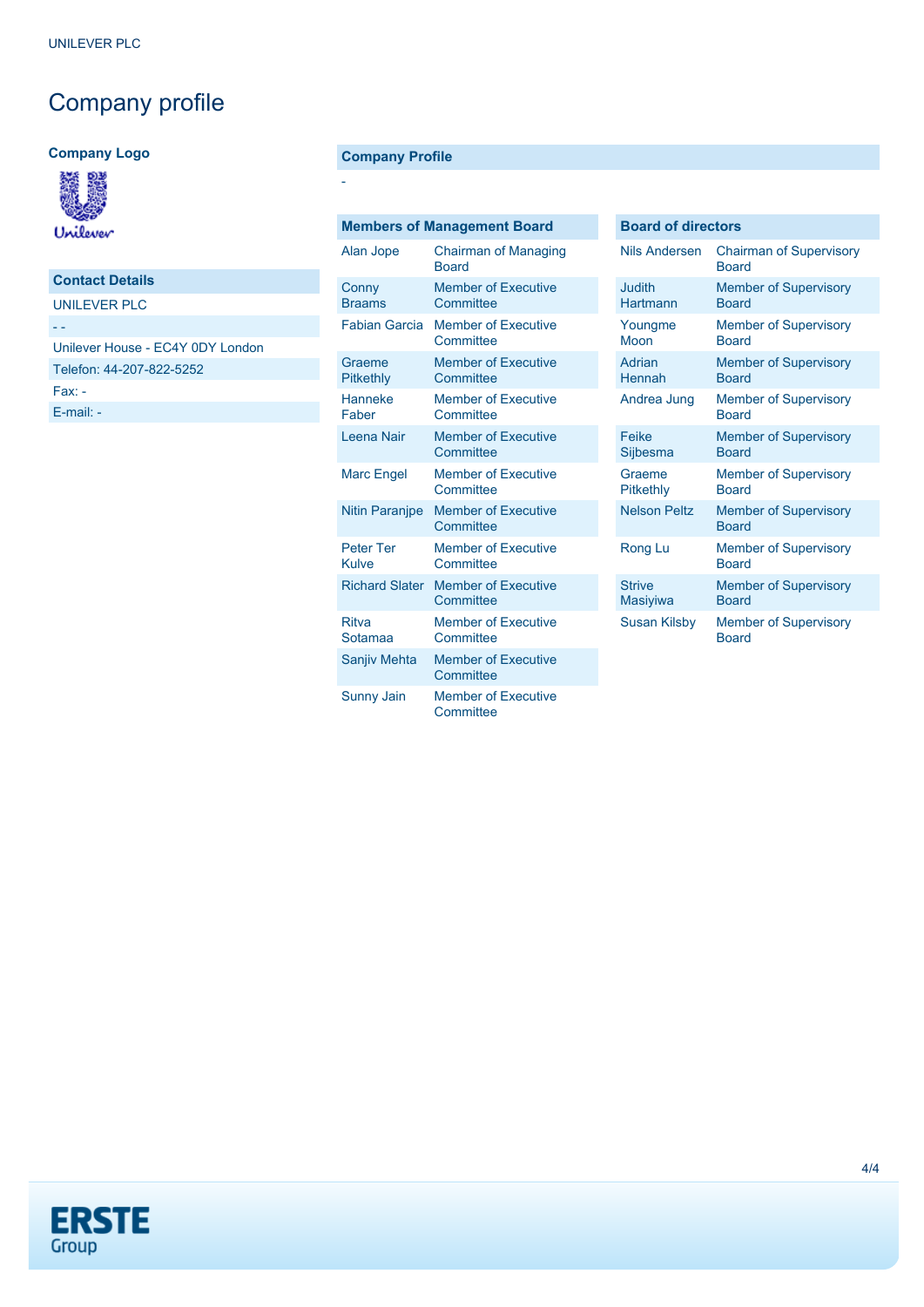# Company profile

### Company Logo

Unilever

### Contact Details

UNILEVER PLC

- -

Unilever House - EC4Y 0DY London

Telefon: 44-207-822-5252

Fax: -

E-mail: -

### Company Profile

-

| Members of Management Board | |
|---|---|
| Alan Jope | Chairman of Managing Board |
| Conny Braams | Member of Executive Committee |
| Fabian Garcia | Member of Executive Committee |
| Graeme Pitkethly | Member of Executive Committee |
| Hanneke Faber | Member of Executive Committee |
| Leena Nair | Member of Executive Committee |
| Marc Engel | Member of Executive Committee |
| Nitin Paranjpe | Member of Executive Committee |
| Peter Ter Kulve | Member of Executive Committee |
| Richard Slater | Member of Executive Committee |
| Ritva Sotamaa | Member of Executive Committee |
| Sanjiv Mehta | Member of Executive Committee |
| Sunny Jain | Member of Executive Committee |

| Board of directors | |
|---|---|
| Nils Andersen | Chairman of Supervisory Board |
| Judith Hartmann | Member of Supervisory Board |
| Youngme Moon | Member of Supervisory Board |
| Adrian Hennah | Member of Supervisory Board |
| Andrea Jung | Member of Supervisory Board |
| Feike Sijbesma | Member of Supervisory Board |
| Graeme Pitkethly | Member of Supervisory Board |
| Nelson Peltz | Member of Supervisory Board |
| Rong Lu | Member of Supervisory Board |
| Strive Masiyiwa | Member of Supervisory Board |
| Susan Kilsby | Member of Supervisory Board |